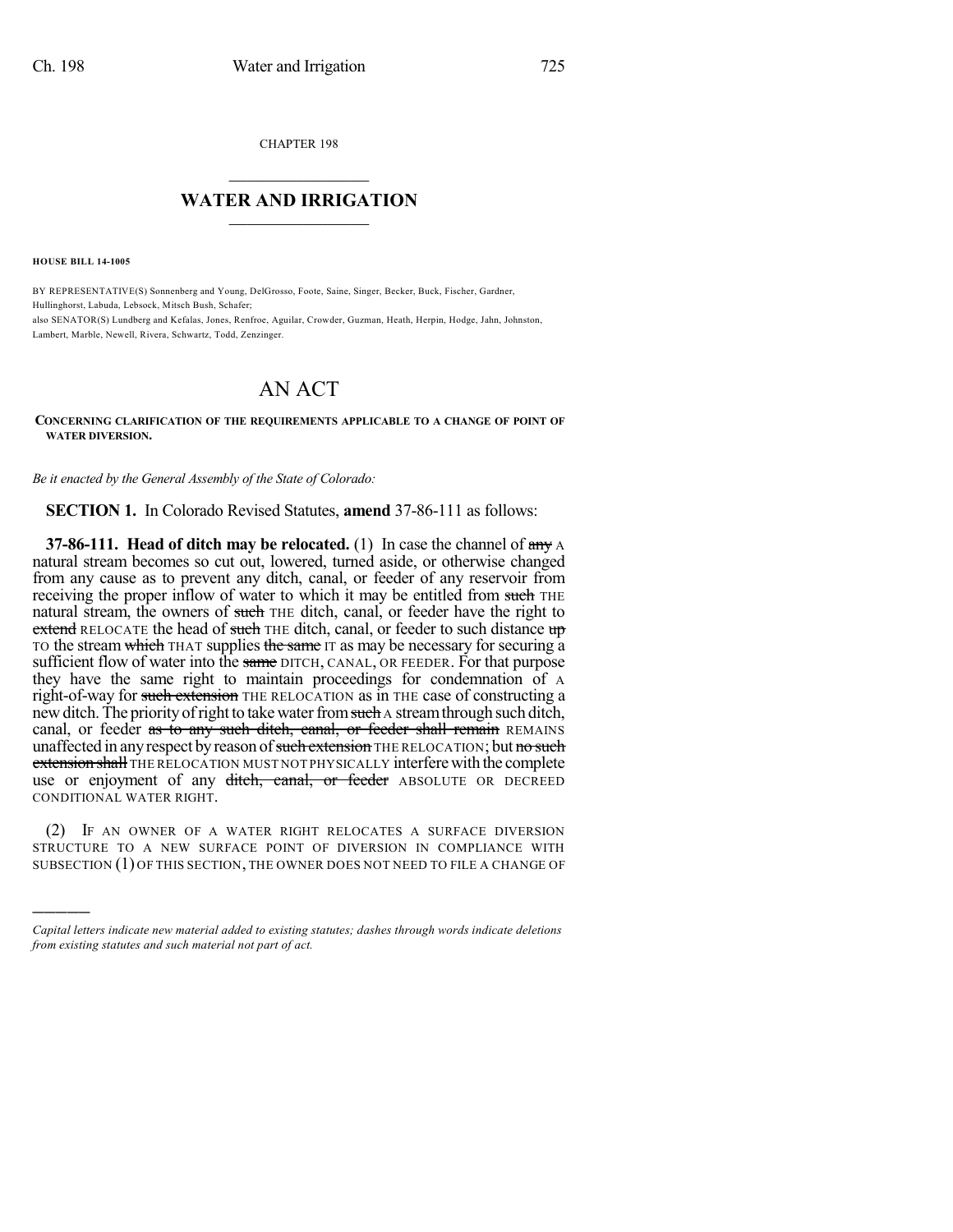CHAPTER 198

# WATER AND IRRIGATION

**HOUSE BILL 14-1005**

BY REPRESENTATIVE(S) Sonnenberg and Young, DelGrosso, Foote, Saine, Singer, Becker, Buck, Fischer, Gardner, Hullinghorst, Labuda, Lebsock, Mitsch Bush, Schafer;
also SENATOR(S) Lundberg and Kefalas, Jones, Renfroe, Aguilar, Crowder, Guzman, Heath, Herpin, Hodge, Jahn, Johnston, Lambert, Marble, Newell, Rivera, Schwartz, Todd, Zenzinger.

# AN ACT

**CONCERNING CLARIFICATION OF THE REQUIREMENTS APPLICABLE TO A CHANGE OF POINT OF WATER DIVERSION.**

*Be it enacted by the General Assembly of the State of Colorado:*

**SECTION 1.** In Colorado Revised Statutes, **amend** 37-86-111 as follows:

**37-86-111. Head of ditch may be relocated.** (1) In case the channel of ~~any~~ A natural stream becomes so cut out, lowered, turned aside, or otherwise changed from any cause as to prevent any ditch, canal, or feeder of any reservoir from receiving the proper inflow of water to which it may be entitled from ~~such~~ THE natural stream, the owners of ~~such~~ THE ditch, canal, or feeder have the right to ~~extend~~ RELOCATE the head of ~~such~~ THE ditch, canal, or feeder to such distance ~~up~~ TO the stream ~~which~~ THAT supplies ~~the same~~ IT as may be necessary for securing a sufficient flow of water into the ~~same~~ DITCH, CANAL, OR FEEDER. For that purpose they have the same right to maintain proceedings for condemnation of A right-of-way for ~~such extension~~ THE RELOCATION as in THE case of constructing a new ditch. The priority of right to take water from ~~such~~ A stream through such ditch, canal, or feeder ~~as to any such ditch, canal, or feeder shall remain~~ REMAINS unaffected in any respect by reason of ~~such extension~~ THE RELOCATION; but ~~no such extension shall~~ THE RELOCATION MUST NOT PHYSICALLY interfere with the complete use or enjoyment of any ~~ditch, canal, or feeder~~ ABSOLUTE OR DECREED CONDITIONAL WATER RIGHT.

(2) IF AN OWNER OF A WATER RIGHT RELOCATES A SURFACE DIVERSION STRUCTURE TO A NEW SURFACE POINT OF DIVERSION IN COMPLIANCE WITH SUBSECTION (1) OF THIS SECTION, THE OWNER DOES NOT NEED TO FILE A CHANGE OF

*Capital letters indicate new material added to existing statutes; dashes through words indicate deletions from existing statutes and such material not part of act.*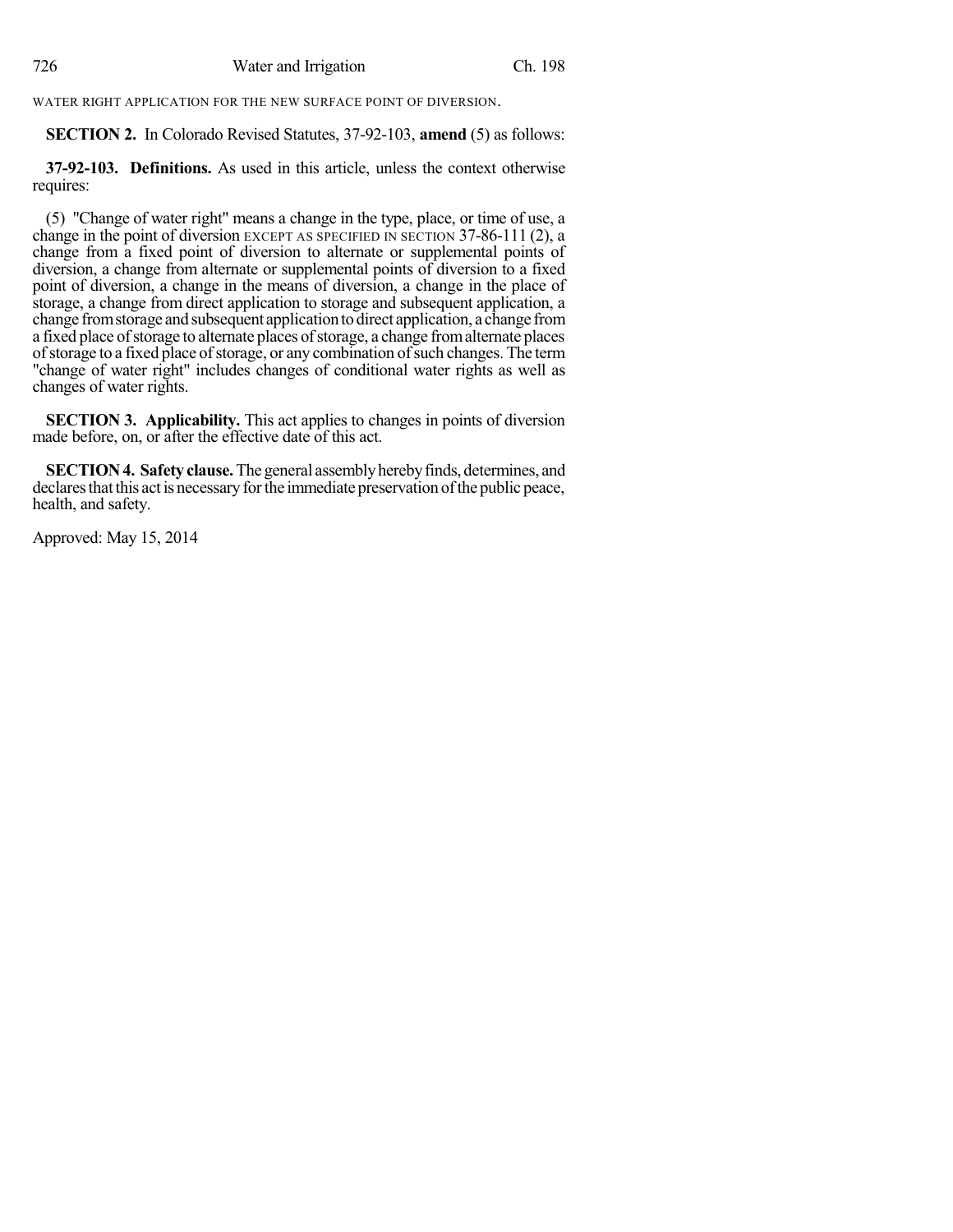WATER RIGHT APPLICATION FOR THE NEW SURFACE POINT OF DIVERSION.

**SECTION 2.** In Colorado Revised Statutes, 37-92-103, **amend** (5) as follows:

**37-92-103. Definitions.** As used in this article, unless the context otherwise requires:

(5) "Change of water right" means a change in the type, place, or time of use, a change in the point of diversion EXCEPT AS SPECIFIED IN SECTION 37-86-111 (2), a change from a fixed point of diversion to alternate or supplemental points of diversion, a change from alternate or supplemental points of diversion to a fixed point of diversion, a change in the means of diversion, a change in the place of storage, a change from direct application to storage and subsequent application, a change from storage and subsequent application to direct application, a change from a fixed place of storage to alternate places of storage, a change from alternate places of storage to a fixed place of storage, or any combination of such changes. The term "change of water right" includes changes of conditional water rights as well as changes of water rights.

**SECTION 3. Applicability.** This act applies to changes in points of diversion made before, on, or after the effective date of this act.

**SECTION 4. Safety clause.** The general assembly hereby finds, determines, and declares that this act is necessary for the immediate preservation of the public peace, health, and safety.

Approved: May 15, 2014